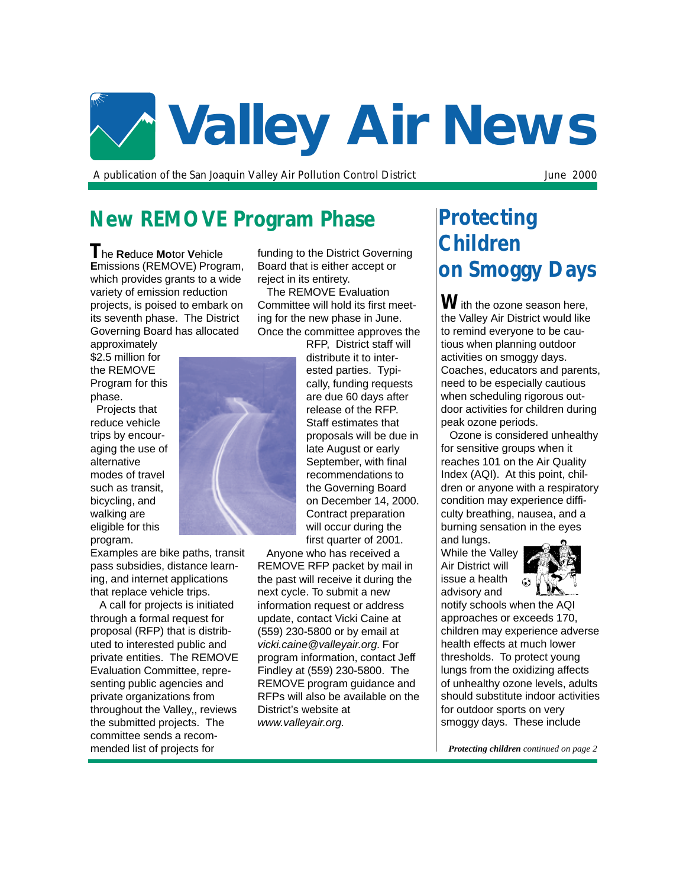# Valley Air News

A publication of the San Joaquin Valley Air Pollution Control District

June 2000

## New REMOVE Program Phase

The **Re**duce **Mo**tor **V**ehicle **E**missions (REMOVE) Program, which provides grants to a wide variety of emission reduction projects, is poised to embark on its seventh phase. The District Governing Board has allocated approximately $2.5 million for the REMOVE Program for this phase.

Projects that reduce vehicle trips by encouraging the use of alternative modes of travel such as transit, bicycling, and walking are eligible for this program. Examples are bike paths, transit pass subsidies, distance learning, and internet applications that replace vehicle trips.

A call for projects is initiated through a formal request for proposal (RFP) that is distributed to interested public and private entities. The REMOVE Evaluation Committee, representing public agencies and private organizations from throughout the Valley,, reviews the submitted projects. The committee sends a recommended list of projects for funding to the District Governing Board that is either accept or reject in its entirety.

The REMOVE Evaluation Committee will hold its first meeting for the new phase in June. Once the committee approves the RFP, District staff will distribute it to interested parties. Typically, funding requests are due 60 days after release of the RFP. Staff estimates that proposals will be due in late August or early September, with final recommendations to the Governing Board on December 14, 2000. Contract preparation will occur during the first quarter of 2001.

Anyone who has received a REMOVE RFP packet by mail in the past will receive it during the next cycle. To submit a new information request or address update, contact Vicki Caine at (559) 230-5800 or by email at *vicki.caine@valleyair.org*. For program information, contact Jeff Findley at (559) 230-5800. The REMOVE program guidance and RFPs will also be available on the District's website at *www.valleyair.org*.

## Protecting Children on Smoggy Days

With the ozone season here, the Valley Air District would like to remind everyone to be cautious when planning outdoor activities on smoggy days. Coaches, educators and parents, need to be especially cautious when scheduling rigorous outdoor activities for children during peak ozone periods.

Ozone is considered unhealthy for sensitive groups when it reaches 101 on the Air Quality Index (AQI). At this point, children or anyone with a respiratory condition may experience difficulty breathing, nausea, and a burning sensation in the eyes and lungs.

While the Valley Air District will issue a health advisory and notify schools when the AQI approaches or exceeds 170, children may experience adverse health effects at much lower thresholds. To protect young lungs from the oxidizing affects of unhealthy ozone levels, adults should substitute indoor activities for outdoor sports on very smoggy days. These include

***Protecting children*** *continued on page 2*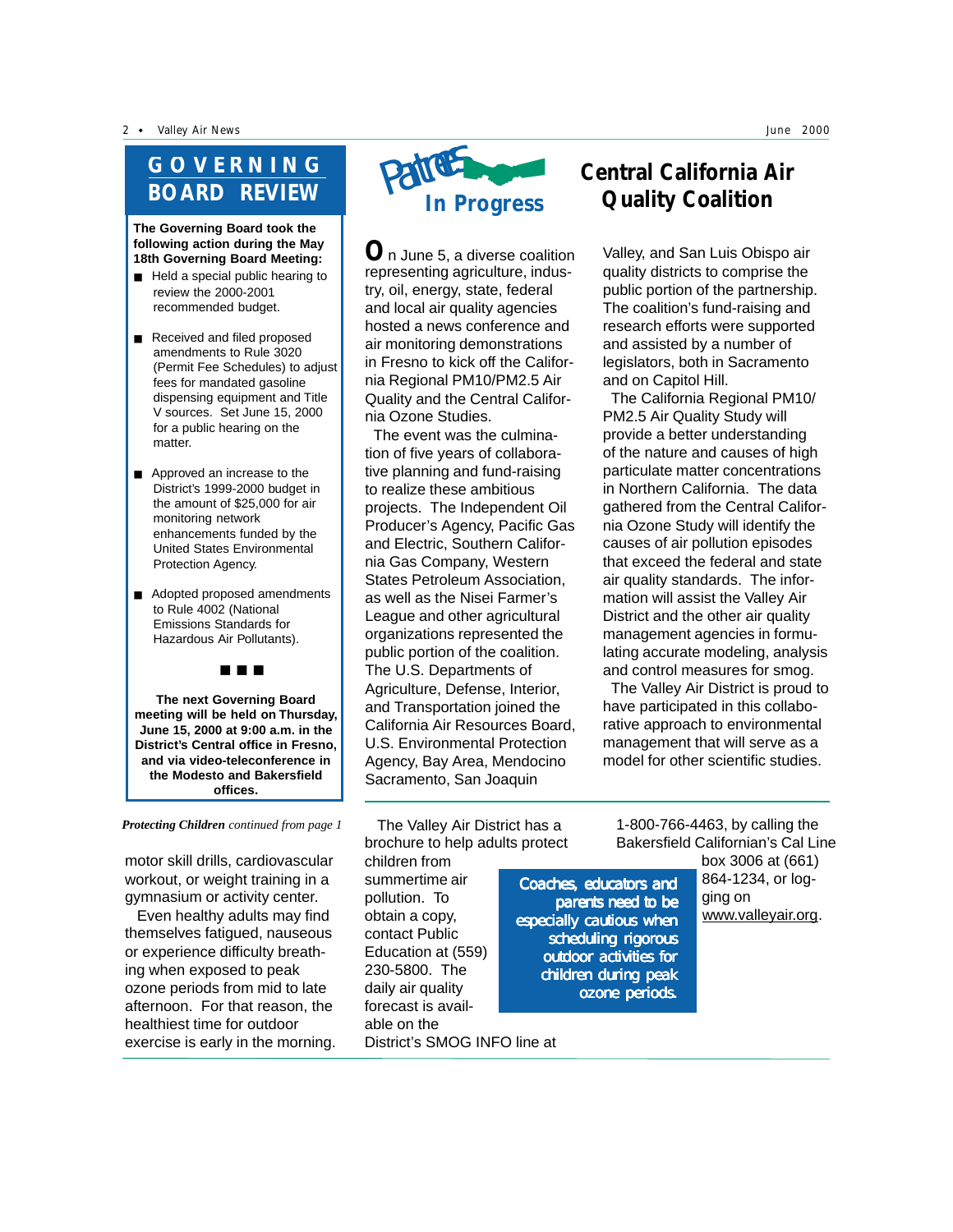## GOVERNING BOARD REVIEW

**The Governing Board took the following action during the May 18th Governing Board Meeting:**

- Held a special public hearing to review the 2000-2001 recommended budget.
- Received and filed proposed amendments to Rule 3020 (Permit Fee Schedules) to adjust fees for mandated gasoline dispensing equipment and Title V sources. Set June 15, 2000 for a public hearing on the matter.
- Approved an increase to the District's 1999-2000 budget in the amount of $25,000 for air monitoring network enhancements funded by the United States Environmental Protection Agency.
- Adopted proposed amendments to Rule 4002 (National Emissions Standards for Hazardous Air Pollutants).

■ ■ ■

**The next Governing Board meeting will be held on Thursday, June 15, 2000 at 9:00 a.m. in the District's Central office in Fresno, and via video-teleconference in the Modesto and Bakersfield offices.**

## Partners In Progress

# Central California Air Quality Coalition

On June 5, a diverse coalition representing agriculture, industry, oil, energy, state, federal and local air quality agencies hosted a news conference and air monitoring demonstrations in Fresno to kick off the California Regional PM10/PM2.5 Air Quality and the Central California Ozone Studies.

The event was the culmination of five years of collaborative planning and fund-raising to realize these ambitious projects. The Independent Oil Producer's Agency, Pacific Gas and Electric, Southern California Gas Company, Western States Petroleum Association, as well as the Nisei Farmer's League and other agricultural organizations represented the public portion of the coalition. The U.S. Departments of Agriculture, Defense, Interior, and Transportation joined the California Air Resources Board, U.S. Environmental Protection Agency, Bay Area, Mendocino Sacramento, San Joaquin Valley, and San Luis Obispo air quality districts to comprise the public portion of the partnership. The coalition's fund-raising and research efforts were supported and assisted by a number of legislators, both in Sacramento and on Capitol Hill.

The California Regional PM10/PM2.5 Air Quality Study will provide a better understanding of the nature and causes of high particulate matter concentrations in Northern California. The data gathered from the Central California Ozone Study will identify the causes of air pollution episodes that exceed the federal and state air quality standards. The information will assist the Valley Air District and the other air quality management agencies in formulating accurate modeling, analysis and control measures for smog.

The Valley Air District is proud to have participated in this collaborative approach to environmental management that will serve as a model for other scientific studies.

---

***Protecting Children** continued from page 1*

motor skill drills, cardiovascular workout, or weight training in a gymnasium or activity center.

Even healthy adults may find themselves fatigued, nauseous or experience difficulty breathing when exposed to peak ozone periods from mid to late afternoon. For that reason, the healthiest time for outdoor exercise is early in the morning.

The Valley Air District has a brochure to help adults protect children from summertime air pollution. To obtain a copy, contact Public Education at (559) 230-5800. The daily air quality forecast is available on the District's SMOG INFO line at 1-800-766-4463, by calling the Bakersfield Californian's Cal Line box 3006 at (661) 864-1234, or logging on www.valleyair.org.

**Coaches, educators and parents need to be especially cautious when scheduling rigorous outdoor activities for children during peak ozone periods.**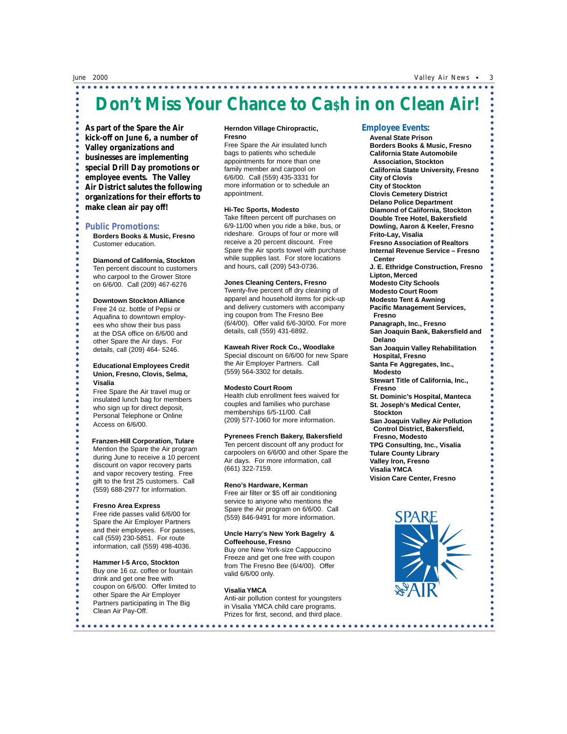# Don't Miss Your Chance to Ca$h in on Clean Air!

**As part of the Spare the Air kick-off on June 6, a number of Valley organizations and businesses are implementing special Drill Day promotions or employee events. The Valley Air District salutes the following organizations for their efforts to make clean air pay off!**

## Public Promotions:

**Borders Books & Music, Fresno**
Customer education.

**Diamond of California, Stockton**
Ten percent discount to customers who carpool to the Grower Store on 6/6/00. Call (209) 467-6276

**Downtown Stockton Alliance**
Free 24 oz. bottle of Pepsi or Aquafina to downtown employees who show their bus pass at the DSA office on 6/6/00 and other Spare the Air days. For details, call (209) 464- 5246.

**Educational Employees Credit Union, Fresno, Clovis, Selma, Visalia**
Free Spare the Air travel mug or insulated lunch bag for members who sign up for direct deposit, Personal Telephone or Online Access on 6/6/00.

**Franzen-Hill Corporation, Tulare**
Mention the Spare the Air program during June to receive a 10 percent discount on vapor recovery parts and vapor recovery testing. Free gift to the first 25 customers. Call (559) 688-2977 for information.

**Fresno Area Express**
Free ride passes valid 6/6/00 for Spare the Air Employer Partners and their employees. For passes, call (559) 230-5851. For route information, call (559) 498-4036.

**Hammer I-5 Arco, Stockton**
Buy one 16 oz. coffee or fountain drink and get one free with coupon on 6/6/00. Offer limited to other Spare the Air Employer Partners participating in The Big Clean Air Pay-Off.

**Herndon Village Chiropractic, Fresno**
Free Spare the Air insulated lunch bags to patients who schedule appointments for more than one family member and carpool on 6/6/00. Call (559) 435-3331 for more information or to schedule an appointment.

**Hi-Tec Sports, Modesto**
Take fifteen percent off purchases on 6/9-11/00 when you ride a bike, bus, or rideshare. Groups of four or more will receive a 20 percent discount. Free Spare the Air sports towel with purchase while supplies last. For store locations and hours, call (209) 543-0736.

**Jones Cleaning Centers, Fresno**
Twenty-five percent off dry cleaning of apparel and household items for pick-up and delivery customers with accompanying coupon from The Fresno Bee (6/4/00). Offer valid 6/6-30/00. For more details, call (559) 431-6892.

**Kaweah River Rock Co., Woodlake**
Special discount on 6/6/00 for new Spare the Air Employer Partners. Call (559) 564-3302 for details.

**Modesto Court Room**
Health club enrollment fees waived for couples and families who purchase memberships 6/5-11/00. Call (209) 577-1060 for more information.

**Pyrenees French Bakery, Bakersfield**
Ten percent discount off any product for carpoolers on 6/6/00 and other Spare the Air days. For more information, call (661) 322-7159.

**Reno's Hardware, Kerman**
Free air filter or $5 off air conditioning service to anyone who mentions the Spare the Air program on 6/6/00. Call (559) 846-9491 for more information.

**Uncle Harry's New York Bagelry & Coffeehouse, Fresno**
Buy one New York-size Cappuccino Freeze and get one free with coupon from The Fresno Bee (6/4/00). Offer valid 6/6/00 only.

**Visalia YMCA**
Anti-air pollution contest for youngsters in Visalia YMCA child care programs. Prizes for first, second, and third place.

## Employee Events:

**Avenal State Prison**
**Borders Books & Music, Fresno**
**California State Automobile Association, Stockton**
**California State University, Fresno**
**City of Clovis**
**City of Stockton**
**Clovis Cemetery District**
**Delano Police Department**
**Diamond of California, Stockton**
**Double Tree Hotel, Bakersfield**
**Dowling, Aaron & Keeler, Fresno**
**Frito-Lay, Visalia**
**Fresno Association of Realtors**
**Internal Revenue Service – Fresno Center**
**J. E. Ethridge Construction, Fresno**
**Lipton, Merced**
**Modesto City Schools**
**Modesto Court Room**
**Modesto Tent & Awning**
**Pacific Management Services, Fresno**
**Panagraph, Inc., Fresno**
**San Joaquin Bank, Bakersfield and Delano**
**San Joaquin Valley Rehabilitation Hospital, Fresno**
**Santa Fe Aggregates, Inc., Modesto**
**Stewart Title of California, Inc., Fresno**
**St. Dominic's Hospital, Manteca**
**St. Joseph's Medical Center, Stockton**
**San Joaquin Valley Air Pollution Control District, Bakersfield, Fresno, Modesto**
**TPG Consulting, Inc., Visalia**
**Tulare County Library**
**Valley Iron, Fresno**
**Visalia YMCA**
**Vision Care Center, Fresno**

SPARE the AIR